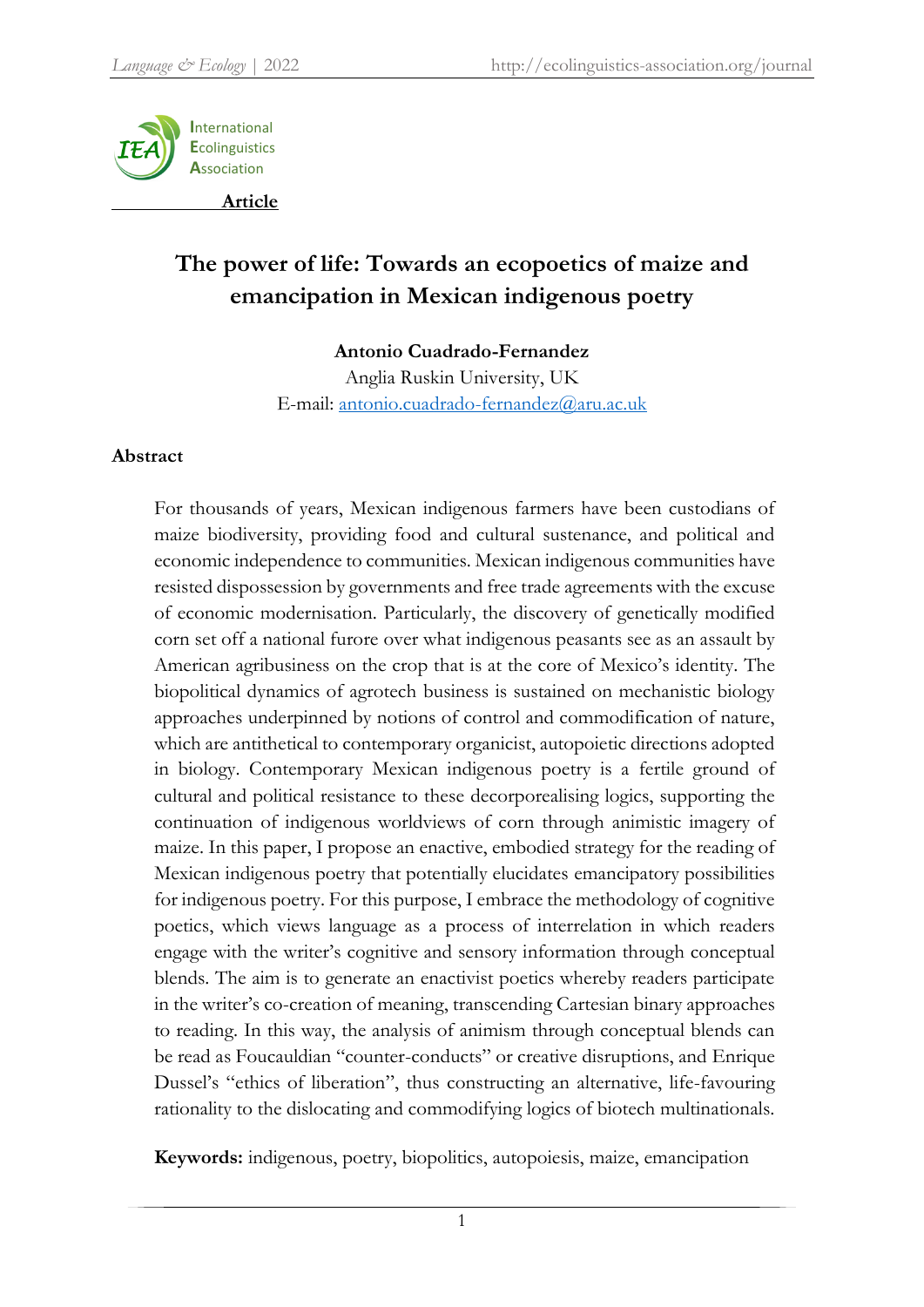**Article**

# The power of life: Towards an ecopoetics of maize and emancipation in Mexican indigenous poetry

**Antonio Cuadrado-Fernandez**

Anglia Ruskin University, UK

E-mail: antonio.cuadrado-fernandez@aru.ac.uk

## Abstract

For thousands of years, Mexican indigenous farmers have been custodians of maize biodiversity, providing food and cultural sustenance, and political and economic independence to communities. Mexican indigenous communities have resisted dispossession by governments and free trade agreements with the excuse of economic modernisation. Particularly, the discovery of genetically modified corn set off a national furore over what indigenous peasants see as an assault by American agribusiness on the crop that is at the core of Mexico's identity. The biopolitical dynamics of agrotech business is sustained on mechanistic biology approaches underpinned by notions of control and commodification of nature, which are antithetical to contemporary organicist, autopoietic directions adopted in biology. Contemporary Mexican indigenous poetry is a fertile ground of cultural and political resistance to these decorporealising logics, supporting the continuation of indigenous worldviews of corn through animistic imagery of maize. In this paper, I propose an enactive, embodied strategy for the reading of Mexican indigenous poetry that potentially elucidates emancipatory possibilities for indigenous poetry. For this purpose, I embrace the methodology of cognitive poetics, which views language as a process of interrelation in which readers engage with the writer's cognitive and sensory information through conceptual blends. The aim is to generate an enactivist poetics whereby readers participate in the writer's co-creation of meaning, transcending Cartesian binary approaches to reading. In this way, the analysis of animism through conceptual blends can be read as Foucauldian "counter-conducts" or creative disruptions, and Enrique Dussel's "ethics of liberation", thus constructing an alternative, life-favouring rationality to the dislocating and commodifying logics of biotech multinationals.

**Keywords:** indigenous, poetry, biopolitics, autopoiesis, maize, emancipation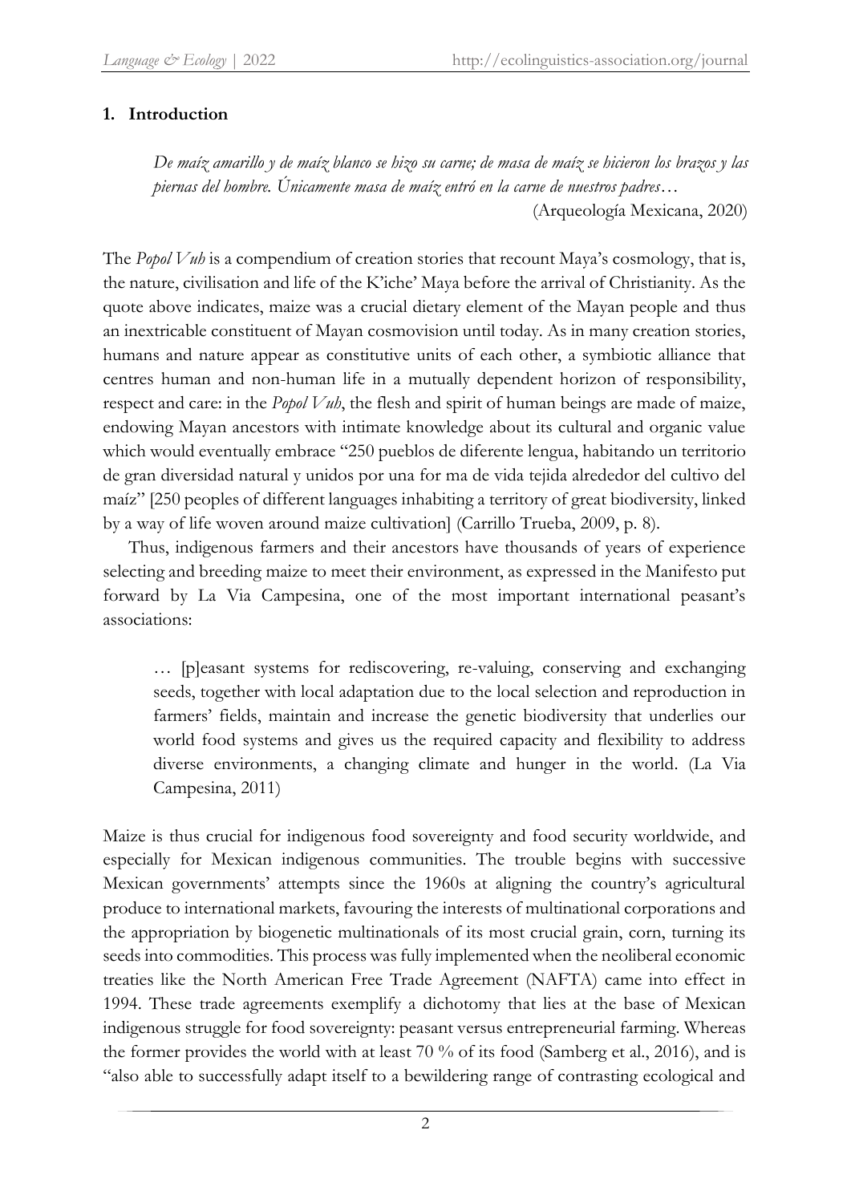## 1. Introduction

> *De maíz amarillo y de maíz blanco se hizo su carne; de masa de maíz se hicieron los brazos y las piernas del hombre. Únicamente masa de maíz entró en la carne de nuestros padres…*
>
> (Arqueología Mexicana, 2020)

The *Popol Vuh* is a compendium of creation stories that recount Maya's cosmology, that is, the nature, civilisation and life of the K'iche' Maya before the arrival of Christianity. As the quote above indicates, maize was a crucial dietary element of the Mayan people and thus an inextricable constituent of Mayan cosmovision until today. As in many creation stories, humans and nature appear as constitutive units of each other, a symbiotic alliance that centres human and non-human life in a mutually dependent horizon of responsibility, respect and care: in the *Popol Vuh*, the flesh and spirit of human beings are made of maize, endowing Mayan ancestors with intimate knowledge about its cultural and organic value which would eventually embrace "250 pueblos de diferente lengua, habitando un territorio de gran diversidad natural y unidos por una for ma de vida tejida alrededor del cultivo del maíz" [250 peoples of different languages inhabiting a territory of great biodiversity, linked by a way of life woven around maize cultivation] (Carrillo Trueba, 2009, p. 8).

Thus, indigenous farmers and their ancestors have thousands of years of experience selecting and breeding maize to meet their environment, as expressed in the Manifesto put forward by La Via Campesina, one of the most important international peasant's associations:

> … [p]easant systems for rediscovering, re-valuing, conserving and exchanging seeds, together with local adaptation due to the local selection and reproduction in farmers' fields, maintain and increase the genetic biodiversity that underlies our world food systems and gives us the required capacity and flexibility to address diverse environments, a changing climate and hunger in the world. (La Via Campesina, 2011)

Maize is thus crucial for indigenous food sovereignty and food security worldwide, and especially for Mexican indigenous communities. The trouble begins with successive Mexican governments' attempts since the 1960s at aligning the country's agricultural produce to international markets, favouring the interests of multinational corporations and the appropriation by biogenetic multinationals of its most crucial grain, corn, turning its seeds into commodities. This process was fully implemented when the neoliberal economic treaties like the North American Free Trade Agreement (NAFTA) came into effect in 1994. These trade agreements exemplify a dichotomy that lies at the base of Mexican indigenous struggle for food sovereignty: peasant versus entrepreneurial farming. Whereas the former provides the world with at least 70 % of its food (Samberg et al., 2016), and is "also able to successfully adapt itself to a bewildering range of contrasting ecological and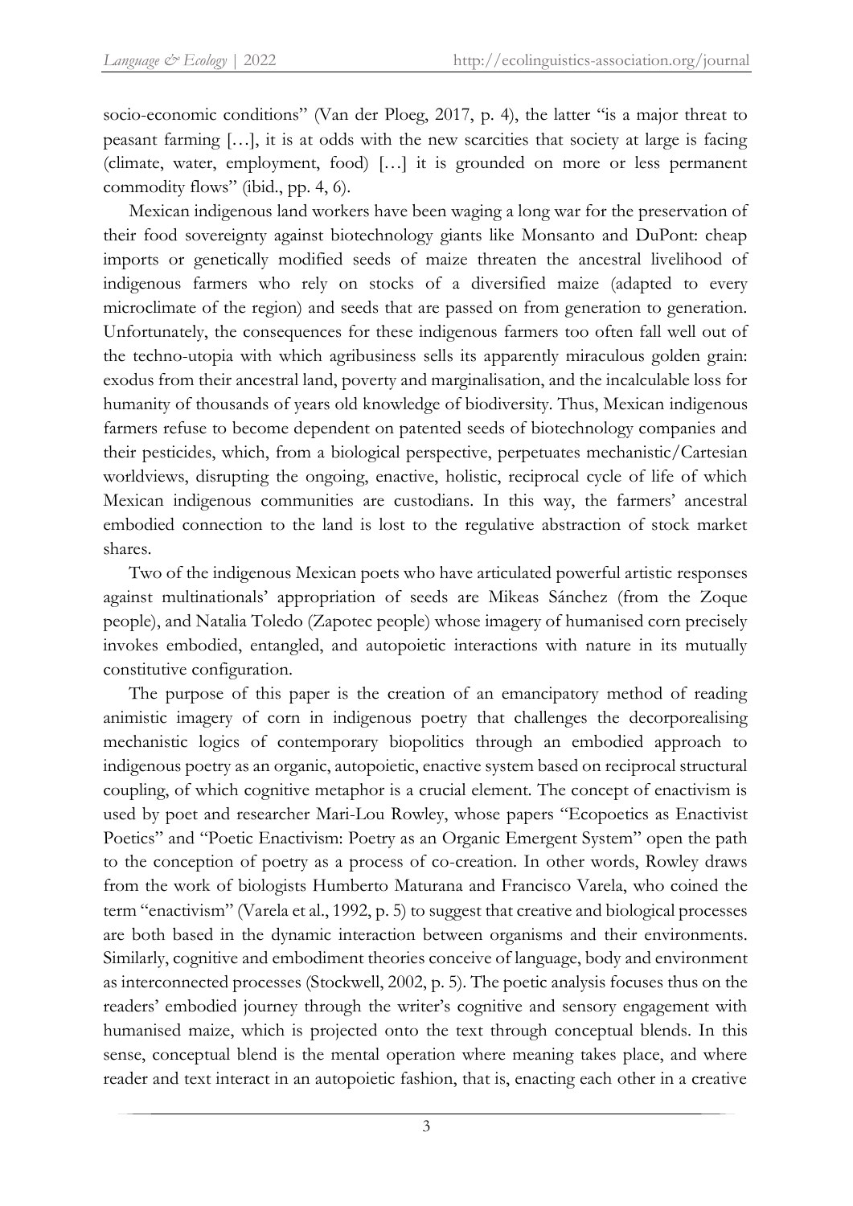socio-economic conditions" (Van der Ploeg, 2017, p. 4), the latter "is a major threat to peasant farming […], it is at odds with the new scarcities that society at large is facing (climate, water, employment, food) […] it is grounded on more or less permanent commodity flows" (ibid., pp. 4, 6).

Mexican indigenous land workers have been waging a long war for the preservation of their food sovereignty against biotechnology giants like Monsanto and DuPont: cheap imports or genetically modified seeds of maize threaten the ancestral livelihood of indigenous farmers who rely on stocks of a diversified maize (adapted to every microclimate of the region) and seeds that are passed on from generation to generation. Unfortunately, the consequences for these indigenous farmers too often fall well out of the techno-utopia with which agribusiness sells its apparently miraculous golden grain: exodus from their ancestral land, poverty and marginalisation, and the incalculable loss for humanity of thousands of years old knowledge of biodiversity. Thus, Mexican indigenous farmers refuse to become dependent on patented seeds of biotechnology companies and their pesticides, which, from a biological perspective, perpetuates mechanistic/Cartesian worldviews, disrupting the ongoing, enactive, holistic, reciprocal cycle of life of which Mexican indigenous communities are custodians. In this way, the farmers' ancestral embodied connection to the land is lost to the regulative abstraction of stock market shares.

Two of the indigenous Mexican poets who have articulated powerful artistic responses against multinationals' appropriation of seeds are Mikeas Sánchez (from the Zoque people), and Natalia Toledo (Zapotec people) whose imagery of humanised corn precisely invokes embodied, entangled, and autopoietic interactions with nature in its mutually constitutive configuration.

The purpose of this paper is the creation of an emancipatory method of reading animistic imagery of corn in indigenous poetry that challenges the decorporealising mechanistic logics of contemporary biopolitics through an embodied approach to indigenous poetry as an organic, autopoietic, enactive system based on reciprocal structural coupling, of which cognitive metaphor is a crucial element. The concept of enactivism is used by poet and researcher Mari-Lou Rowley, whose papers "Ecopoetics as Enactivist Poetics" and "Poetic Enactivism: Poetry as an Organic Emergent System" open the path to the conception of poetry as a process of co-creation. In other words, Rowley draws from the work of biologists Humberto Maturana and Francisco Varela, who coined the term "enactivism" (Varela et al., 1992, p. 5) to suggest that creative and biological processes are both based in the dynamic interaction between organisms and their environments. Similarly, cognitive and embodiment theories conceive of language, body and environment as interconnected processes (Stockwell, 2002, p. 5). The poetic analysis focuses thus on the readers' embodied journey through the writer's cognitive and sensory engagement with humanised maize, which is projected onto the text through conceptual blends. In this sense, conceptual blend is the mental operation where meaning takes place, and where reader and text interact in an autopoietic fashion, that is, enacting each other in a creative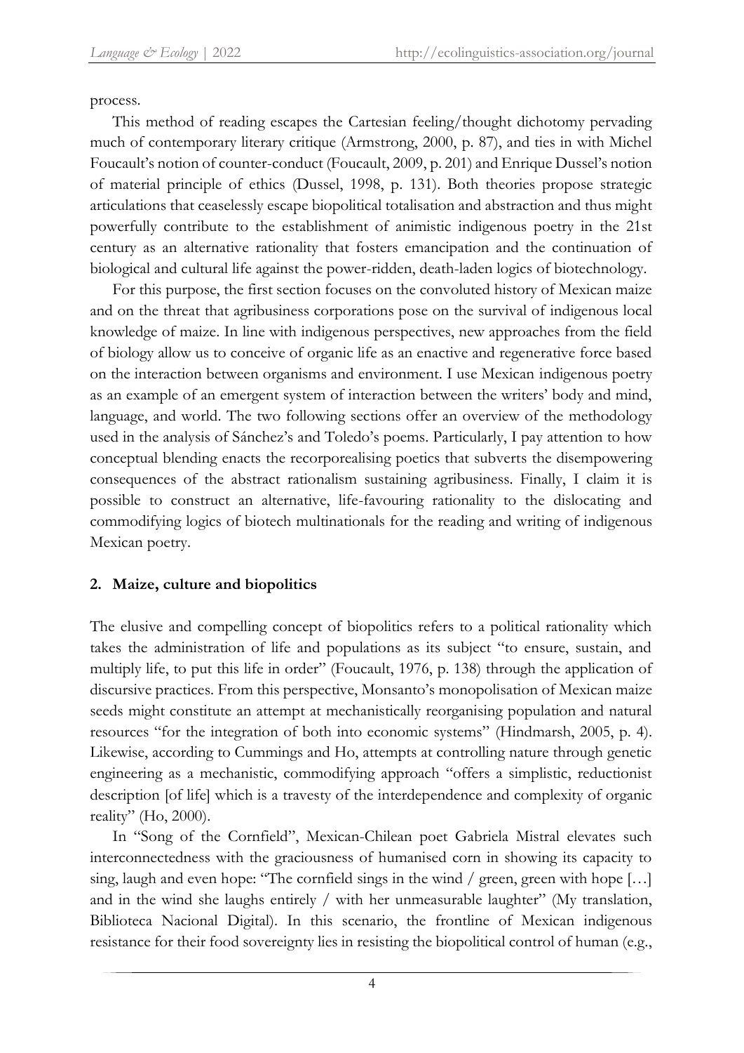process.

This method of reading escapes the Cartesian feeling/thought dichotomy pervading much of contemporary literary critique (Armstrong, 2000, p. 87), and ties in with Michel Foucault's notion of counter-conduct (Foucault, 2009, p. 201) and Enrique Dussel's notion of material principle of ethics (Dussel, 1998, p. 131). Both theories propose strategic articulations that ceaselessly escape biopolitical totalisation and abstraction and thus might powerfully contribute to the establishment of animistic indigenous poetry in the 21st century as an alternative rationality that fosters emancipation and the continuation of biological and cultural life against the power-ridden, death-laden logics of biotechnology.

For this purpose, the first section focuses on the convoluted history of Mexican maize and on the threat that agribusiness corporations pose on the survival of indigenous local knowledge of maize. In line with indigenous perspectives, new approaches from the field of biology allow us to conceive of organic life as an enactive and regenerative force based on the interaction between organisms and environment. I use Mexican indigenous poetry as an example of an emergent system of interaction between the writers' body and mind, language, and world. The two following sections offer an overview of the methodology used in the analysis of Sánchez's and Toledo's poems. Particularly, I pay attention to how conceptual blending enacts the recorporealising poetics that subverts the disempowering consequences of the abstract rationalism sustaining agribusiness. Finally, I claim it is possible to construct an alternative, life-favouring rationality to the dislocating and commodifying logics of biotech multinationals for the reading and writing of indigenous Mexican poetry.

## 2. Maize, culture and biopolitics

The elusive and compelling concept of biopolitics refers to a political rationality which takes the administration of life and populations as its subject "to ensure, sustain, and multiply life, to put this life in order" (Foucault, 1976, p. 138) through the application of discursive practices. From this perspective, Monsanto's monopolisation of Mexican maize seeds might constitute an attempt at mechanistically reorganising population and natural resources "for the integration of both into economic systems" (Hindmarsh, 2005, p. 4). Likewise, according to Cummings and Ho, attempts at controlling nature through genetic engineering as a mechanistic, commodifying approach "offers a simplistic, reductionist description [of life] which is a travesty of the interdependence and complexity of organic reality" (Ho, 2000).

In "Song of the Cornfield", Mexican-Chilean poet Gabriela Mistral elevates such interconnectedness with the graciousness of humanised corn in showing its capacity to sing, laugh and even hope: "The cornfield sings in the wind / green, green with hope […] and in the wind she laughs entirely / with her unmeasurable laughter" (My translation, Biblioteca Nacional Digital). In this scenario, the frontline of Mexican indigenous resistance for their food sovereignty lies in resisting the biopolitical control of human (e.g.,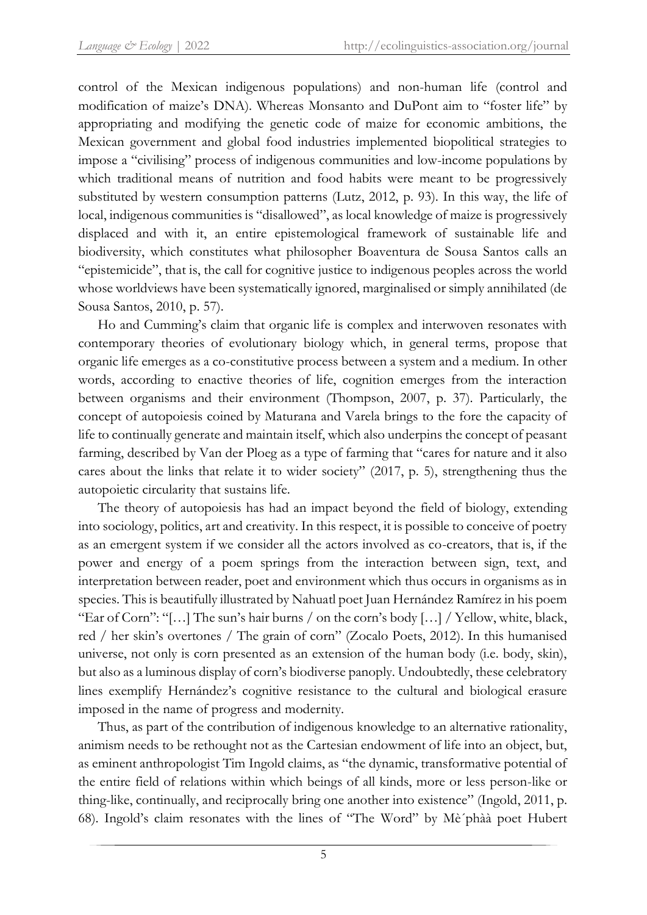control of the Mexican indigenous populations) and non-human life (control and modification of maize's DNA). Whereas Monsanto and DuPont aim to "foster life" by appropriating and modifying the genetic code of maize for economic ambitions, the Mexican government and global food industries implemented biopolitical strategies to impose a "civilising" process of indigenous communities and low-income populations by which traditional means of nutrition and food habits were meant to be progressively substituted by western consumption patterns (Lutz, 2012, p. 93). In this way, the life of local, indigenous communities is "disallowed", as local knowledge of maize is progressively displaced and with it, an entire epistemological framework of sustainable life and biodiversity, which constitutes what philosopher Boaventura de Sousa Santos calls an "epistemicide", that is, the call for cognitive justice to indigenous peoples across the world whose worldviews have been systematically ignored, marginalised or simply annihilated (de Sousa Santos, 2010, p. 57).

Ho and Cumming's claim that organic life is complex and interwoven resonates with contemporary theories of evolutionary biology which, in general terms, propose that organic life emerges as a co-constitutive process between a system and a medium. In other words, according to enactive theories of life, cognition emerges from the interaction between organisms and their environment (Thompson, 2007, p. 37). Particularly, the concept of autopoiesis coined by Maturana and Varela brings to the fore the capacity of life to continually generate and maintain itself, which also underpins the concept of peasant farming, described by Van der Ploeg as a type of farming that "cares for nature and it also cares about the links that relate it to wider society" (2017, p. 5), strengthening thus the autopoietic circularity that sustains life.

The theory of autopoiesis has had an impact beyond the field of biology, extending into sociology, politics, art and creativity. In this respect, it is possible to conceive of poetry as an emergent system if we consider all the actors involved as co-creators, that is, if the power and energy of a poem springs from the interaction between sign, text, and interpretation between reader, poet and environment which thus occurs in organisms as in species. This is beautifully illustrated by Nahuatl poet Juan Hernández Ramírez in his poem "Ear of Corn": "[…] The sun's hair burns / on the corn's body […] / Yellow, white, black, red / her skin's overtones / The grain of corn" (Zocalo Poets, 2012). In this humanised universe, not only is corn presented as an extension of the human body (i.e. body, skin), but also as a luminous display of corn's biodiverse panoply. Undoubtedly, these celebratory lines exemplify Hernández's cognitive resistance to the cultural and biological erasure imposed in the name of progress and modernity.

Thus, as part of the contribution of indigenous knowledge to an alternative rationality, animism needs to be rethought not as the Cartesian endowment of life into an object, but, as eminent anthropologist Tim Ingold claims, as "the dynamic, transformative potential of the entire field of relations within which beings of all kinds, more or less person-like or thing-like, continually, and reciprocally bring one another into existence" (Ingold, 2011, p. 68). Ingold's claim resonates with the lines of "The Word" by Mè´phàà poet Hubert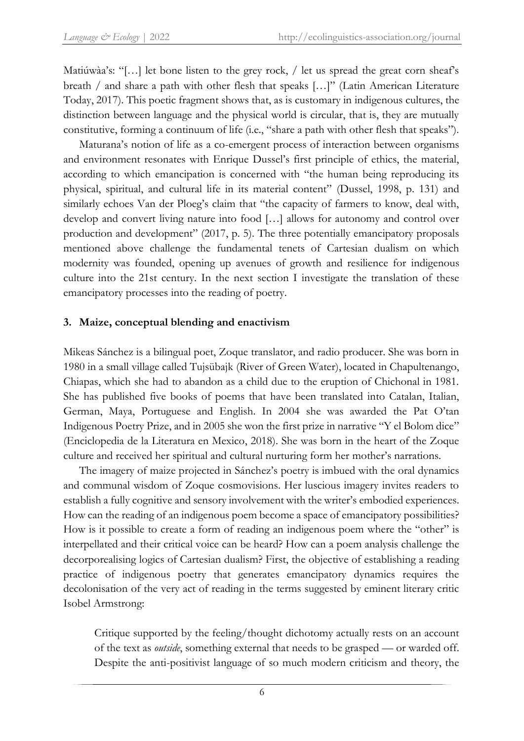Matiúwàa's: "[…] let bone listen to the grey rock, / let us spread the great corn sheaf's breath / and share a path with other flesh that speaks […]" (Latin American Literature Today, 2017). This poetic fragment shows that, as is customary in indigenous cultures, the distinction between language and the physical world is circular, that is, they are mutually constitutive, forming a continuum of life (i.e., "share a path with other flesh that speaks").

Maturana's notion of life as a co-emergent process of interaction between organisms and environment resonates with Enrique Dussel's first principle of ethics, the material, according to which emancipation is concerned with "the human being reproducing its physical, spiritual, and cultural life in its material content" (Dussel, 1998, p. 131) and similarly echoes Van der Ploeg's claim that "the capacity of farmers to know, deal with, develop and convert living nature into food […] allows for autonomy and control over production and development" (2017, p. 5). The three potentially emancipatory proposals mentioned above challenge the fundamental tenets of Cartesian dualism on which modernity was founded, opening up avenues of growth and resilience for indigenous culture into the 21st century. In the next section I investigate the translation of these emancipatory processes into the reading of poetry.

## 3. Maize, conceptual blending and enactivism

Mikeas Sánchez is a bilingual poet, Zoque translator, and radio producer. She was born in 1980 in a small village called Tujsübajk (River of Green Water), located in Chapultenango, Chiapas, which she had to abandon as a child due to the eruption of Chichonal in 1981. She has published five books of poems that have been translated into Catalan, Italian, German, Maya, Portuguese and English. In 2004 she was awarded the Pat O'tan Indigenous Poetry Prize, and in 2005 she won the first prize in narrative "Y el Bolom dice" (Enciclopedia de la Literatura en Mexico, 2018). She was born in the heart of the Zoque culture and received her spiritual and cultural nurturing form her mother's narrations.

The imagery of maize projected in Sánchez's poetry is imbued with the oral dynamics and communal wisdom of Zoque cosmovisions. Her luscious imagery invites readers to establish a fully cognitive and sensory involvement with the writer's embodied experiences. How can the reading of an indigenous poem become a space of emancipatory possibilities? How is it possible to create a form of reading an indigenous poem where the "other" is interpellated and their critical voice can be heard? How can a poem analysis challenge the decorporealising logics of Cartesian dualism? First, the objective of establishing a reading practice of indigenous poetry that generates emancipatory dynamics requires the decolonisation of the very act of reading in the terms suggested by eminent literary critic Isobel Armstrong:

> Critique supported by the feeling/thought dichotomy actually rests on an account of the text as *outside*, something external that needs to be grasped — or warded off. Despite the anti-positivist language of so much modern criticism and theory, the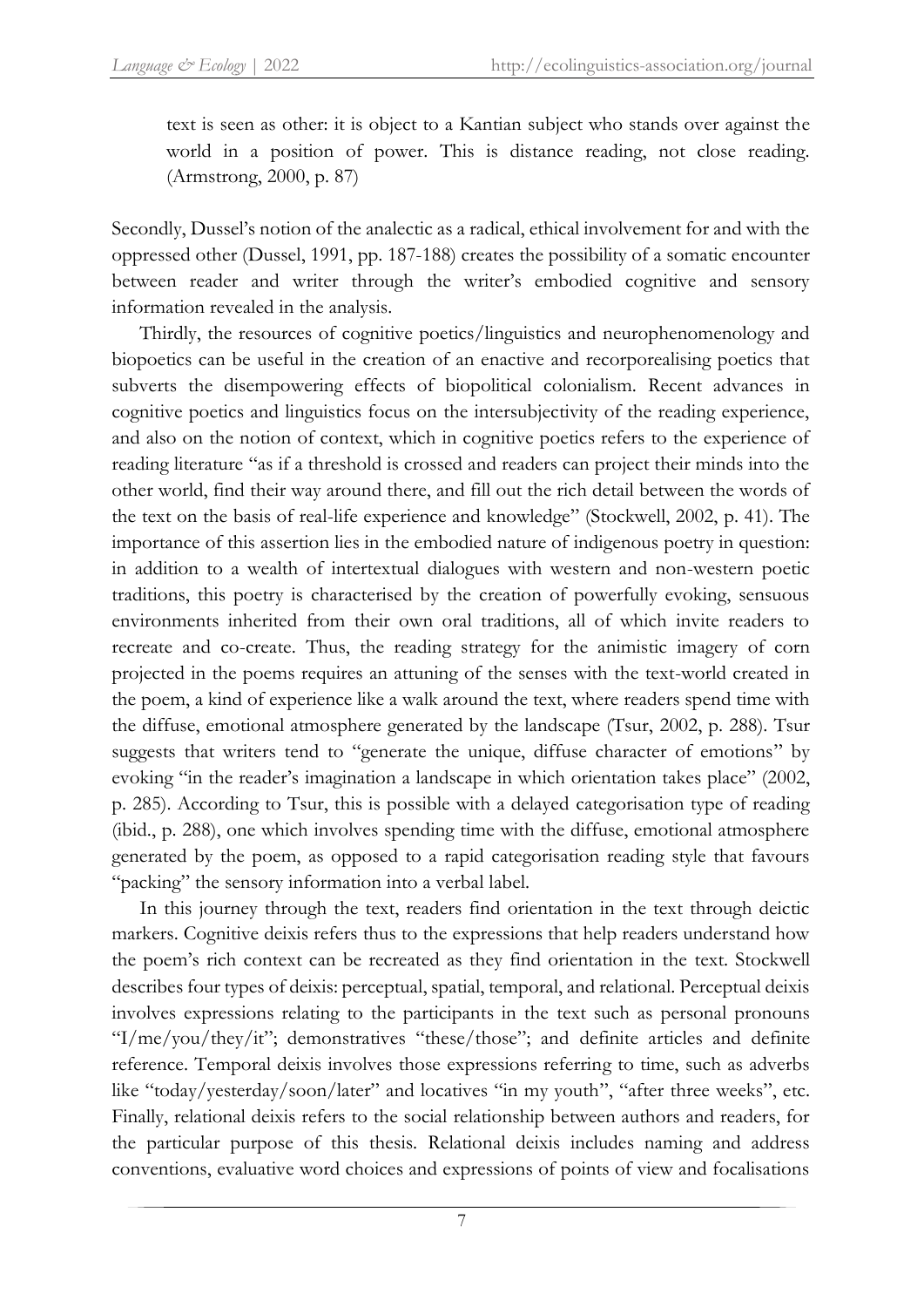> text is seen as other: it is object to a Kantian subject who stands over against the world in a position of power. This is distance reading, not close reading. (Armstrong, 2000, p. 87)

Secondly, Dussel's notion of the analectic as a radical, ethical involvement for and with the oppressed other (Dussel, 1991, pp. 187-188) creates the possibility of a somatic encounter between reader and writer through the writer's embodied cognitive and sensory information revealed in the analysis.

Thirdly, the resources of cognitive poetics/linguistics and neurophenomenology and biopoetics can be useful in the creation of an enactive and recorporealising poetics that subverts the disempowering effects of biopolitical colonialism. Recent advances in cognitive poetics and linguistics focus on the intersubjectivity of the reading experience, and also on the notion of context, which in cognitive poetics refers to the experience of reading literature "as if a threshold is crossed and readers can project their minds into the other world, find their way around there, and fill out the rich detail between the words of the text on the basis of real-life experience and knowledge" (Stockwell, 2002, p. 41). The importance of this assertion lies in the embodied nature of indigenous poetry in question: in addition to a wealth of intertextual dialogues with western and non-western poetic traditions, this poetry is characterised by the creation of powerfully evoking, sensuous environments inherited from their own oral traditions, all of which invite readers to recreate and co-create. Thus, the reading strategy for the animistic imagery of corn projected in the poems requires an attuning of the senses with the text-world created in the poem, a kind of experience like a walk around the text, where readers spend time with the diffuse, emotional atmosphere generated by the landscape (Tsur, 2002, p. 288). Tsur suggests that writers tend to "generate the unique, diffuse character of emotions" by evoking "in the reader's imagination a landscape in which orientation takes place" (2002, p. 285). According to Tsur, this is possible with a delayed categorisation type of reading (ibid., p. 288), one which involves spending time with the diffuse, emotional atmosphere generated by the poem, as opposed to a rapid categorisation reading style that favours "packing" the sensory information into a verbal label.

In this journey through the text, readers find orientation in the text through deictic markers. Cognitive deixis refers thus to the expressions that help readers understand how the poem's rich context can be recreated as they find orientation in the text. Stockwell describes four types of deixis: perceptual, spatial, temporal, and relational. Perceptual deixis involves expressions relating to the participants in the text such as personal pronouns "I/me/you/they/it"; demonstratives "these/those"; and definite articles and definite reference. Temporal deixis involves those expressions referring to time, such as adverbs like "today/yesterday/soon/later" and locatives "in my youth", "after three weeks", etc. Finally, relational deixis refers to the social relationship between authors and readers, for the particular purpose of this thesis. Relational deixis includes naming and address conventions, evaluative word choices and expressions of points of view and focalisations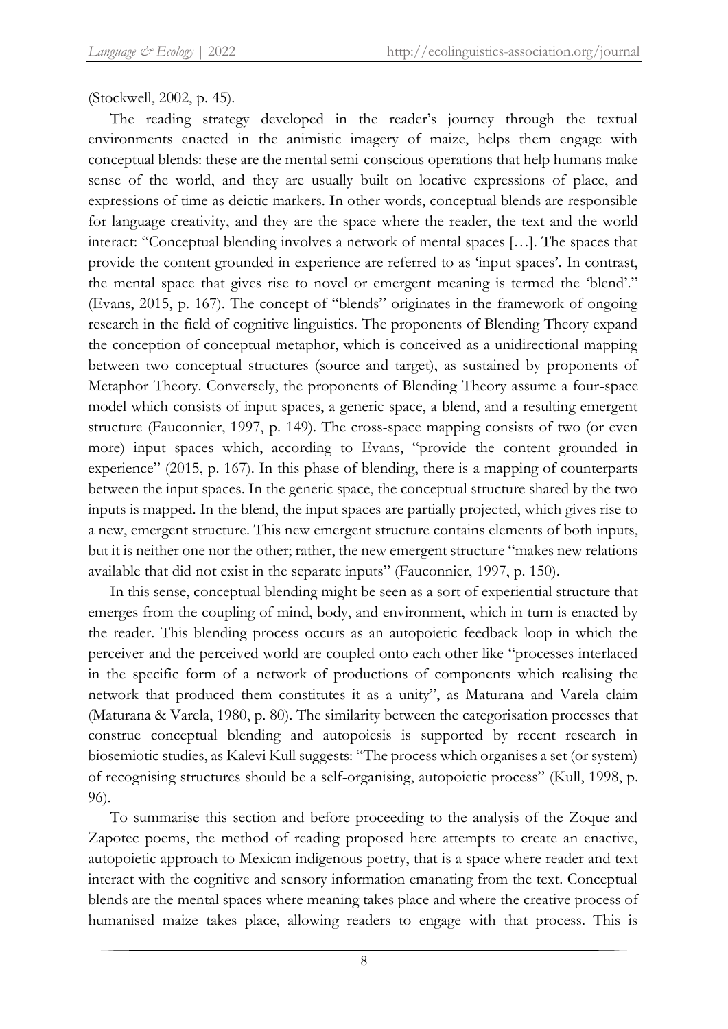(Stockwell, 2002, p. 45).

The reading strategy developed in the reader's journey through the textual environments enacted in the animistic imagery of maize, helps them engage with conceptual blends: these are the mental semi-conscious operations that help humans make sense of the world, and they are usually built on locative expressions of place, and expressions of time as deictic markers. In other words, conceptual blends are responsible for language creativity, and they are the space where the reader, the text and the world interact: "Conceptual blending involves a network of mental spaces […]. The spaces that provide the content grounded in experience are referred to as 'input spaces'. In contrast, the mental space that gives rise to novel or emergent meaning is termed the 'blend'." (Evans, 2015, p. 167). The concept of "blends" originates in the framework of ongoing research in the field of cognitive linguistics. The proponents of Blending Theory expand the conception of conceptual metaphor, which is conceived as a unidirectional mapping between two conceptual structures (source and target), as sustained by proponents of Metaphor Theory. Conversely, the proponents of Blending Theory assume a four-space model which consists of input spaces, a generic space, a blend, and a resulting emergent structure (Fauconnier, 1997, p. 149). The cross-space mapping consists of two (or even more) input spaces which, according to Evans, "provide the content grounded in experience" (2015, p. 167). In this phase of blending, there is a mapping of counterparts between the input spaces. In the generic space, the conceptual structure shared by the two inputs is mapped. In the blend, the input spaces are partially projected, which gives rise to a new, emergent structure. This new emergent structure contains elements of both inputs, but it is neither one nor the other; rather, the new emergent structure "makes new relations available that did not exist in the separate inputs" (Fauconnier, 1997, p. 150).

In this sense, conceptual blending might be seen as a sort of experiential structure that emerges from the coupling of mind, body, and environment, which in turn is enacted by the reader. This blending process occurs as an autopoietic feedback loop in which the perceiver and the perceived world are coupled onto each other like "processes interlaced in the specific form of a network of productions of components which realising the network that produced them constitutes it as a unity", as Maturana and Varela claim (Maturana & Varela, 1980, p. 80). The similarity between the categorisation processes that construe conceptual blending and autopoiesis is supported by recent research in biosemiotic studies, as Kalevi Kull suggests: "The process which organises a set (or system) of recognising structures should be a self-organising, autopoietic process" (Kull, 1998, p. 96).

To summarise this section and before proceeding to the analysis of the Zoque and Zapotec poems, the method of reading proposed here attempts to create an enactive, autopoietic approach to Mexican indigenous poetry, that is a space where reader and text interact with the cognitive and sensory information emanating from the text. Conceptual blends are the mental spaces where meaning takes place and where the creative process of humanised maize takes place, allowing readers to engage with that process. This is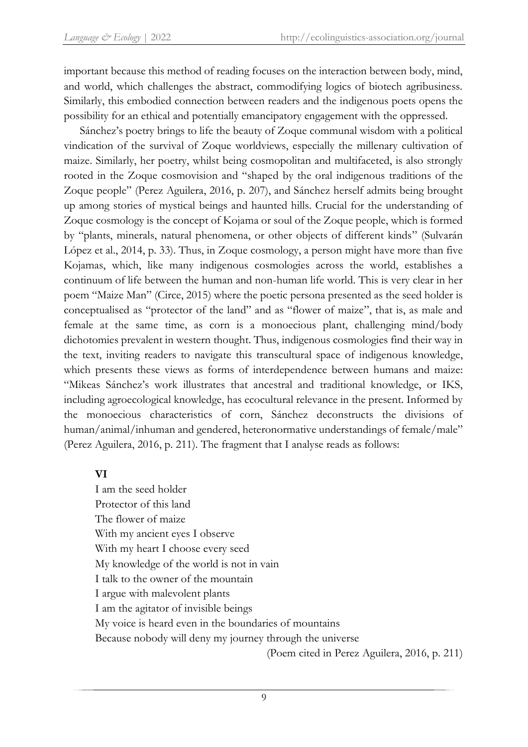important because this method of reading focuses on the interaction between body, mind, and world, which challenges the abstract, commodifying logics of biotech agribusiness. Similarly, this embodied connection between readers and the indigenous poets opens the possibility for an ethical and potentially emancipatory engagement with the oppressed.

Sánchez's poetry brings to life the beauty of Zoque communal wisdom with a political vindication of the survival of Zoque worldviews, especially the millenary cultivation of maize. Similarly, her poetry, whilst being cosmopolitan and multifaceted, is also strongly rooted in the Zoque cosmovision and "shaped by the oral indigenous traditions of the Zoque people" (Perez Aguilera, 2016, p. 207), and Sánchez herself admits being brought up among stories of mystical beings and haunted hills. Crucial for the understanding of Zoque cosmology is the concept of Kojama or soul of the Zoque people, which is formed by "plants, minerals, natural phenomena, or other objects of different kinds" (Sulvarán López et al., 2014, p. 33). Thus, in Zoque cosmology, a person might have more than five Kojamas, which, like many indigenous cosmologies across the world, establishes a continuum of life between the human and non-human life world. This is very clear in her poem "Maize Man" (Circe, 2015) where the poetic persona presented as the seed holder is conceptualised as "protector of the land" and as "flower of maize", that is, as male and female at the same time, as corn is a monoecious plant, challenging mind/body dichotomies prevalent in western thought. Thus, indigenous cosmologies find their way in the text, inviting readers to navigate this transcultural space of indigenous knowledge, which presents these views as forms of interdependence between humans and maize: "Mikeas Sánchez's work illustrates that ancestral and traditional knowledge, or IKS, including agroecological knowledge, has ecocultural relevance in the present. Informed by the monoecious characteristics of corn, Sánchez deconstructs the divisions of human/animal/inhuman and gendered, heteronormative understandings of female/male" (Perez Aguilera, 2016, p. 211). The fragment that I analyse reads as follows:

> **VI**
> I am the seed holder
> Protector of this land
> The flower of maize
> With my ancient eyes I observe
> With my heart I choose every seed
> My knowledge of the world is not in vain
> I talk to the owner of the mountain
> I argue with malevolent plants
> I am the agitator of invisible beings
> My voice is heard even in the boundaries of mountains
> Because nobody will deny my journey through the universe
>
> (Poem cited in Perez Aguilera, 2016, p. 211)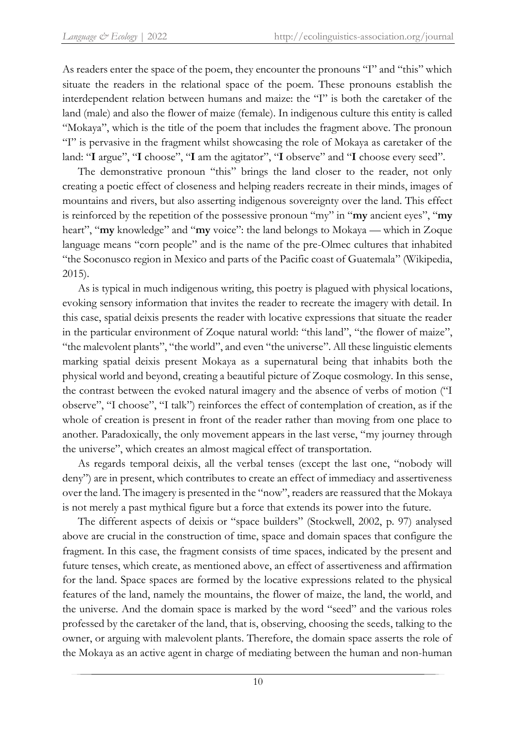As readers enter the space of the poem, they encounter the pronouns "I" and "this" which situate the readers in the relational space of the poem. These pronouns establish the interdependent relation between humans and maize: the "I" is both the caretaker of the land (male) and also the flower of maize (female). In indigenous culture this entity is called "Mokaya", which is the title of the poem that includes the fragment above. The pronoun "I" is pervasive in the fragment whilst showcasing the role of Mokaya as caretaker of the land: "**I** argue", "**I** choose", "**I** am the agitator", "**I** observe" and "**I** choose every seed".

The demonstrative pronoun "this" brings the land closer to the reader, not only creating a poetic effect of closeness and helping readers recreate in their minds, images of mountains and rivers, but also asserting indigenous sovereignty over the land. This effect is reinforced by the repetition of the possessive pronoun "my" in "**my** ancient eyes", "**my** heart", "**my** knowledge" and "**my** voice": the land belongs to Mokaya — which in Zoque language means "corn people" and is the name of the pre-Olmec cultures that inhabited "the Soconusco region in Mexico and parts of the Pacific coast of Guatemala" (Wikipedia, 2015).

As is typical in much indigenous writing, this poetry is plagued with physical locations, evoking sensory information that invites the reader to recreate the imagery with detail. In this case, spatial deixis presents the reader with locative expressions that situate the reader in the particular environment of Zoque natural world: "this land", "the flower of maize", "the malevolent plants", "the world", and even "the universe". All these linguistic elements marking spatial deixis present Mokaya as a supernatural being that inhabits both the physical world and beyond, creating a beautiful picture of Zoque cosmology. In this sense, the contrast between the evoked natural imagery and the absence of verbs of motion ("I observe", "I choose", "I talk") reinforces the effect of contemplation of creation, as if the whole of creation is present in front of the reader rather than moving from one place to another. Paradoxically, the only movement appears in the last verse, "my journey through the universe", which creates an almost magical effect of transportation.

As regards temporal deixis, all the verbal tenses (except the last one, "nobody will deny") are in present, which contributes to create an effect of immediacy and assertiveness over the land. The imagery is presented in the "now", readers are reassured that the Mokaya is not merely a past mythical figure but a force that extends its power into the future.

The different aspects of deixis or "space builders" (Stockwell, 2002, p. 97) analysed above are crucial in the construction of time, space and domain spaces that configure the fragment. In this case, the fragment consists of time spaces, indicated by the present and future tenses, which create, as mentioned above, an effect of assertiveness and affirmation for the land. Space spaces are formed by the locative expressions related to the physical features of the land, namely the mountains, the flower of maize, the land, the world, and the universe. And the domain space is marked by the word "seed" and the various roles professed by the caretaker of the land, that is, observing, choosing the seeds, talking to the owner, or arguing with malevolent plants. Therefore, the domain space asserts the role of the Mokaya as an active agent in charge of mediating between the human and non-human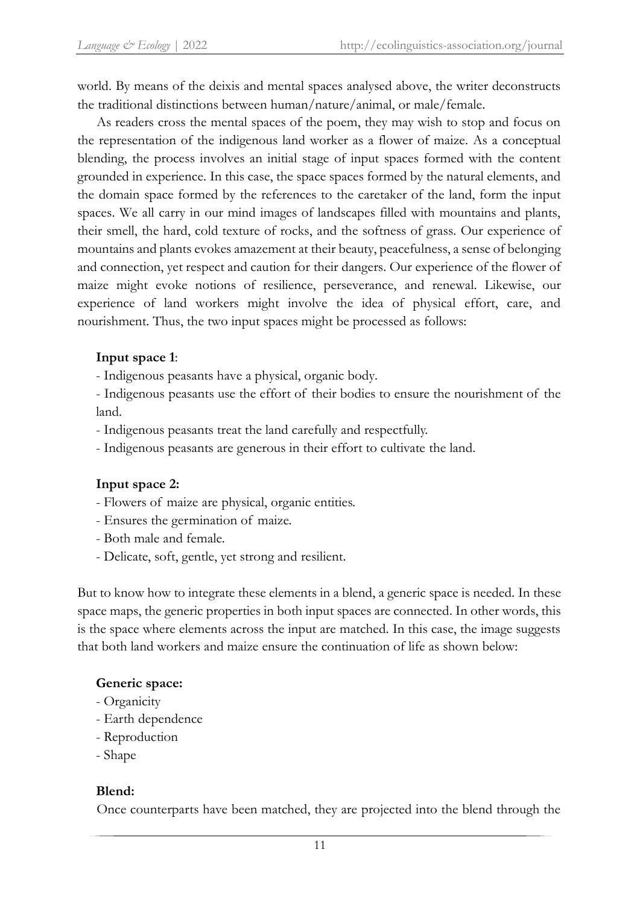world. By means of the deixis and mental spaces analysed above, the writer deconstructs the traditional distinctions between human/nature/animal, or male/female.

As readers cross the mental spaces of the poem, they may wish to stop and focus on the representation of the indigenous land worker as a flower of maize. As a conceptual blending, the process involves an initial stage of input spaces formed with the content grounded in experience. In this case, the space spaces formed by the natural elements, and the domain space formed by the references to the caretaker of the land, form the input spaces. We all carry in our mind images of landscapes filled with mountains and plants, their smell, the hard, cold texture of rocks, and the softness of grass. Our experience of mountains and plants evokes amazement at their beauty, peacefulness, a sense of belonging and connection, yet respect and caution for their dangers. Our experience of the flower of maize might evoke notions of resilience, perseverance, and renewal. Likewise, our experience of land workers might involve the idea of physical effort, care, and nourishment. Thus, the two input spaces might be processed as follows:

**Input space 1**:

- Indigenous peasants have a physical, organic body.
- Indigenous peasants use the effort of their bodies to ensure the nourishment of the land.
- Indigenous peasants treat the land carefully and respectfully.
- Indigenous peasants are generous in their effort to cultivate the land.

**Input space 2:**

- Flowers of maize are physical, organic entities.
- Ensures the germination of maize.
- Both male and female.
- Delicate, soft, gentle, yet strong and resilient.

But to know how to integrate these elements in a blend, a generic space is needed. In these space maps, the generic properties in both input spaces are connected. In other words, this is the space where elements across the input are matched. In this case, the image suggests that both land workers and maize ensure the continuation of life as shown below:

**Generic space:**

- Organicity
- Earth dependence
- Reproduction
- Shape

**Blend:**

Once counterparts have been matched, they are projected into the blend through the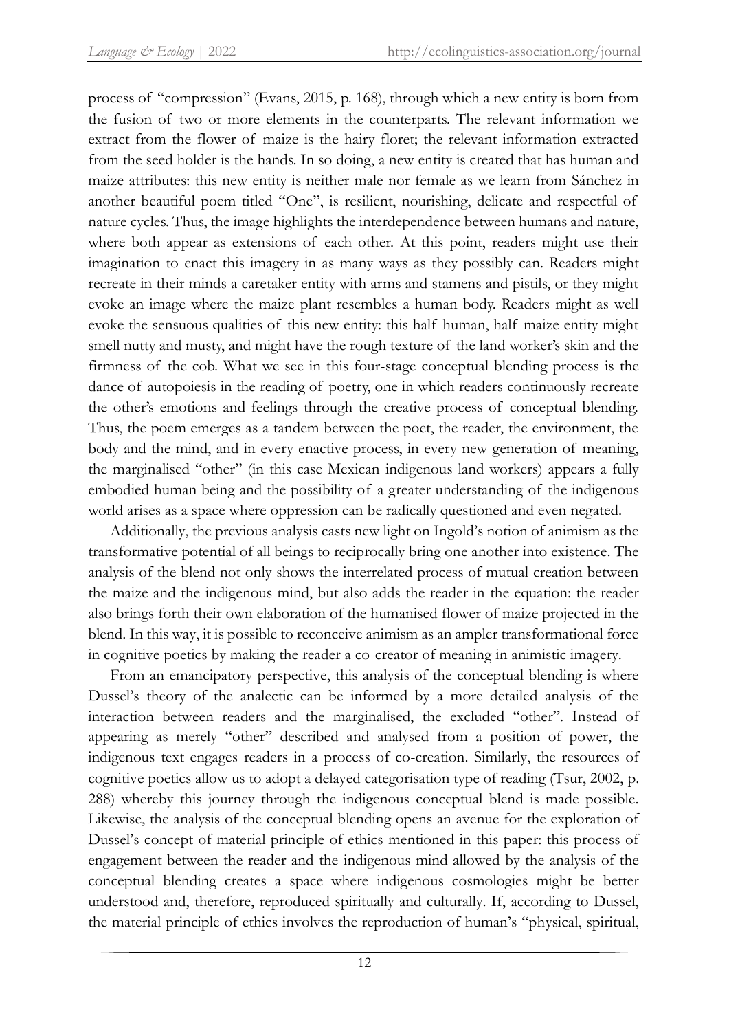process of "compression" (Evans, 2015, p. 168), through which a new entity is born from the fusion of two or more elements in the counterparts. The relevant information we extract from the flower of maize is the hairy floret; the relevant information extracted from the seed holder is the hands. In so doing, a new entity is created that has human and maize attributes: this new entity is neither male nor female as we learn from Sánchez in another beautiful poem titled "One", is resilient, nourishing, delicate and respectful of nature cycles. Thus, the image highlights the interdependence between humans and nature, where both appear as extensions of each other. At this point, readers might use their imagination to enact this imagery in as many ways as they possibly can. Readers might recreate in their minds a caretaker entity with arms and stamens and pistils, or they might evoke an image where the maize plant resembles a human body. Readers might as well evoke the sensuous qualities of this new entity: this half human, half maize entity might smell nutty and musty, and might have the rough texture of the land worker's skin and the firmness of the cob. What we see in this four-stage conceptual blending process is the dance of autopoiesis in the reading of poetry, one in which readers continuously recreate the other's emotions and feelings through the creative process of conceptual blending. Thus, the poem emerges as a tandem between the poet, the reader, the environment, the body and the mind, and in every enactive process, in every new generation of meaning, the marginalised "other" (in this case Mexican indigenous land workers) appears a fully embodied human being and the possibility of a greater understanding of the indigenous world arises as a space where oppression can be radically questioned and even negated.

Additionally, the previous analysis casts new light on Ingold's notion of animism as the transformative potential of all beings to reciprocally bring one another into existence. The analysis of the blend not only shows the interrelated process of mutual creation between the maize and the indigenous mind, but also adds the reader in the equation: the reader also brings forth their own elaboration of the humanised flower of maize projected in the blend. In this way, it is possible to reconceive animism as an ampler transformational force in cognitive poetics by making the reader a co-creator of meaning in animistic imagery.

From an emancipatory perspective, this analysis of the conceptual blending is where Dussel's theory of the analectic can be informed by a more detailed analysis of the interaction between readers and the marginalised, the excluded "other". Instead of appearing as merely "other" described and analysed from a position of power, the indigenous text engages readers in a process of co-creation. Similarly, the resources of cognitive poetics allow us to adopt a delayed categorisation type of reading (Tsur, 2002, p. 288) whereby this journey through the indigenous conceptual blend is made possible. Likewise, the analysis of the conceptual blending opens an avenue for the exploration of Dussel's concept of material principle of ethics mentioned in this paper: this process of engagement between the reader and the indigenous mind allowed by the analysis of the conceptual blending creates a space where indigenous cosmologies might be better understood and, therefore, reproduced spiritually and culturally. If, according to Dussel, the material principle of ethics involves the reproduction of human's "physical, spiritual,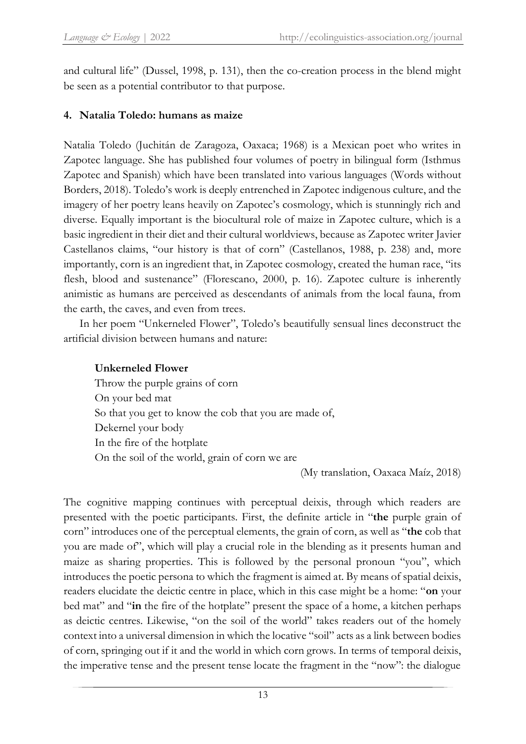and cultural life" (Dussel, 1998, p. 131), then the co-creation process in the blend might be seen as a potential contributor to that purpose.

## 4. Natalia Toledo: humans as maize

Natalia Toledo (Juchitán de Zaragoza, Oaxaca; 1968) is a Mexican poet who writes in Zapotec language. She has published four volumes of poetry in bilingual form (Isthmus Zapotec and Spanish) which have been translated into various languages (Words without Borders, 2018). Toledo's work is deeply entrenched in Zapotec indigenous culture, and the imagery of her poetry leans heavily on Zapotec's cosmology, which is stunningly rich and diverse. Equally important is the biocultural role of maize in Zapotec culture, which is a basic ingredient in their diet and their cultural worldviews, because as Zapotec writer Javier Castellanos claims, "our history is that of corn" (Castellanos, 1988, p. 238) and, more importantly, corn is an ingredient that, in Zapotec cosmology, created the human race, "its flesh, blood and sustenance" (Florescano, 2000, p. 16). Zapotec culture is inherently animistic as humans are perceived as descendants of animals from the local fauna, from the earth, the caves, and even from trees.

In her poem "Unkerneled Flower", Toledo's beautifully sensual lines deconstruct the artificial division between humans and nature:

> **Unkerneled Flower**
> Throw the purple grains of corn
> On your bed mat
> So that you get to know the cob that you are made of,
> Dekernel your body
> In the fire of the hotplate
> On the soil of the world, grain of corn we are
>
> (My translation, Oaxaca Maíz, 2018)

The cognitive mapping continues with perceptual deixis, through which readers are presented with the poetic participants. First, the definite article in "**the** purple grain of corn" introduces one of the perceptual elements, the grain of corn, as well as "**the** cob that you are made of", which will play a crucial role in the blending as it presents human and maize as sharing properties. This is followed by the personal pronoun "you", which introduces the poetic persona to which the fragment is aimed at. By means of spatial deixis, readers elucidate the deictic centre in place, which in this case might be a home: "**on** your bed mat" and "**in** the fire of the hotplate" present the space of a home, a kitchen perhaps as deictic centres. Likewise, "on the soil of the world" takes readers out of the homely context into a universal dimension in which the locative "soil" acts as a link between bodies of corn, springing out if it and the world in which corn grows. In terms of temporal deixis, the imperative tense and the present tense locate the fragment in the "now": the dialogue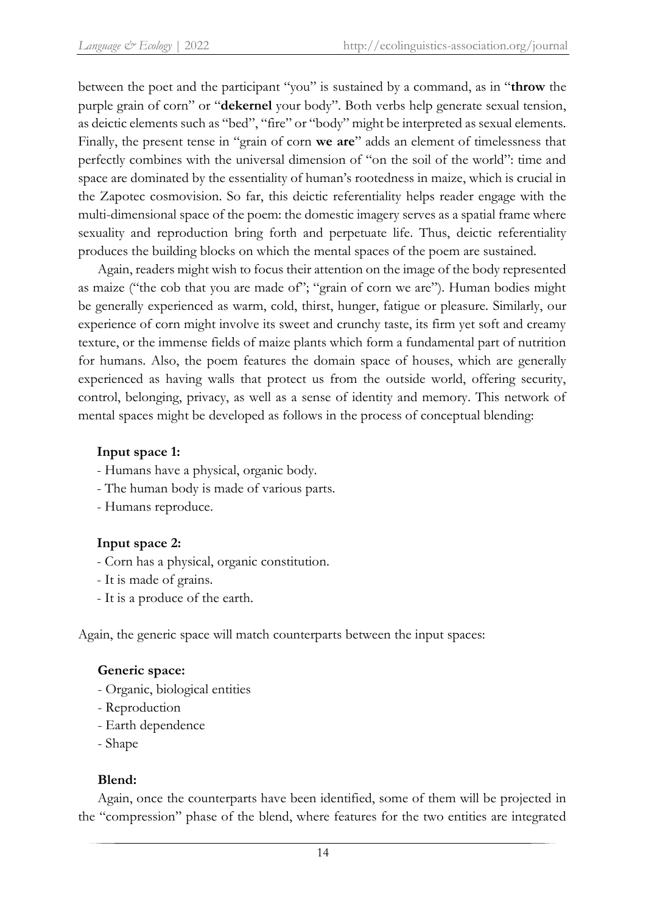between the poet and the participant "you" is sustained by a command, as in "**throw** the purple grain of corn" or "**dekernel** your body". Both verbs help generate sexual tension, as deictic elements such as "bed", "fire" or "body" might be interpreted as sexual elements. Finally, the present tense in "grain of corn **we are**" adds an element of timelessness that perfectly combines with the universal dimension of "on the soil of the world": time and space are dominated by the essentiality of human's rootedness in maize, which is crucial in the Zapotec cosmovision. So far, this deictic referentiality helps reader engage with the multi-dimensional space of the poem: the domestic imagery serves as a spatial frame where sexuality and reproduction bring forth and perpetuate life. Thus, deictic referentiality produces the building blocks on which the mental spaces of the poem are sustained.

Again, readers might wish to focus their attention on the image of the body represented as maize ("the cob that you are made of"; "grain of corn we are"). Human bodies might be generally experienced as warm, cold, thirst, hunger, fatigue or pleasure. Similarly, our experience of corn might involve its sweet and crunchy taste, its firm yet soft and creamy texture, or the immense fields of maize plants which form a fundamental part of nutrition for humans. Also, the poem features the domain space of houses, which are generally experienced as having walls that protect us from the outside world, offering security, control, belonging, privacy, as well as a sense of identity and memory. This network of mental spaces might be developed as follows in the process of conceptual blending:

**Input space 1:**

- Humans have a physical, organic body.
- The human body is made of various parts.
- Humans reproduce.

**Input space 2:**

- Corn has a physical, organic constitution.
- It is made of grains.
- It is a produce of the earth.

Again, the generic space will match counterparts between the input spaces:

**Generic space:**

- Organic, biological entities
- Reproduction
- Earth dependence
- Shape

**Blend:**

Again, once the counterparts have been identified, some of them will be projected in the "compression" phase of the blend, where features for the two entities are integrated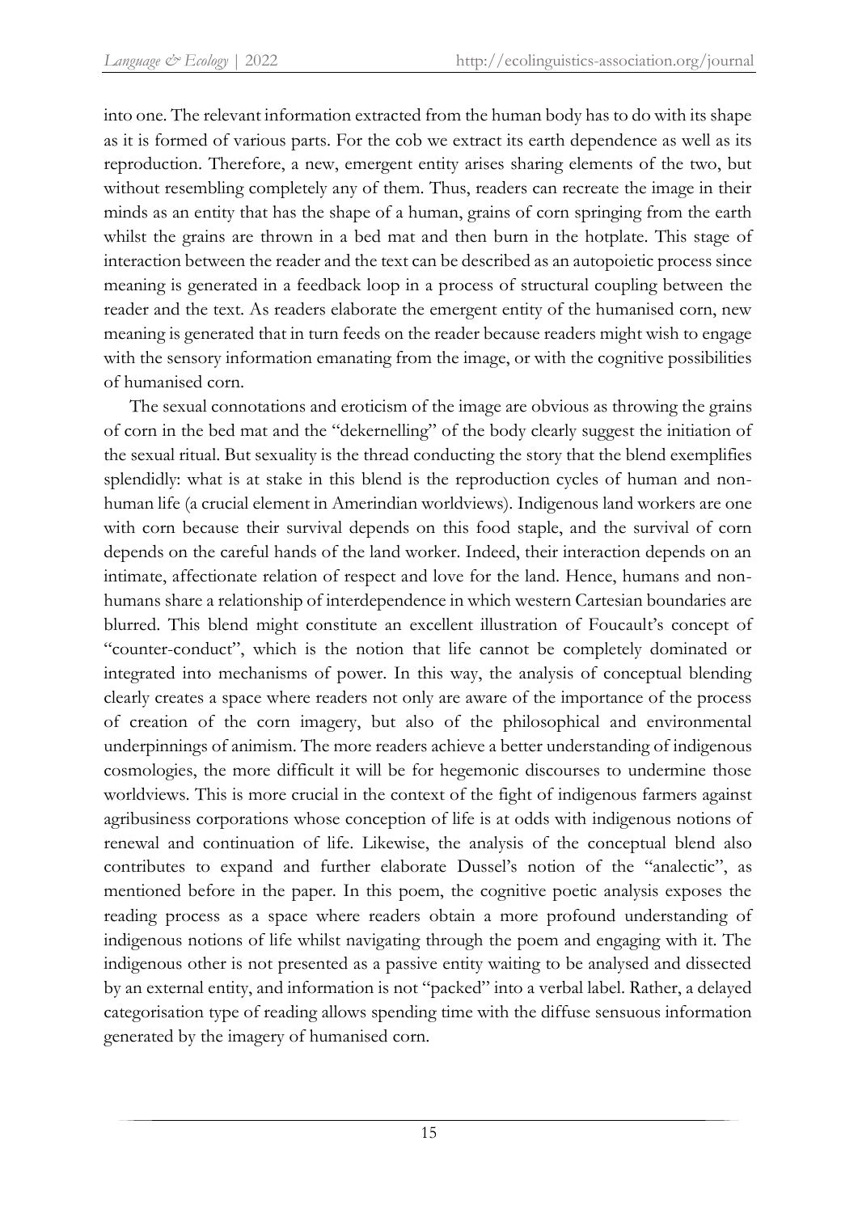into one. The relevant information extracted from the human body has to do with its shape as it is formed of various parts. For the cob we extract its earth dependence as well as its reproduction. Therefore, a new, emergent entity arises sharing elements of the two, but without resembling completely any of them. Thus, readers can recreate the image in their minds as an entity that has the shape of a human, grains of corn springing from the earth whilst the grains are thrown in a bed mat and then burn in the hotplate. This stage of interaction between the reader and the text can be described as an autopoietic process since meaning is generated in a feedback loop in a process of structural coupling between the reader and the text. As readers elaborate the emergent entity of the humanised corn, new meaning is generated that in turn feeds on the reader because readers might wish to engage with the sensory information emanating from the image, or with the cognitive possibilities of humanised corn.

The sexual connotations and eroticism of the image are obvious as throwing the grains of corn in the bed mat and the "dekernelling" of the body clearly suggest the initiation of the sexual ritual. But sexuality is the thread conducting the story that the blend exemplifies splendidly: what is at stake in this blend is the reproduction cycles of human and non-human life (a crucial element in Amerindian worldviews). Indigenous land workers are one with corn because their survival depends on this food staple, and the survival of corn depends on the careful hands of the land worker. Indeed, their interaction depends on an intimate, affectionate relation of respect and love for the land. Hence, humans and non-humans share a relationship of interdependence in which western Cartesian boundaries are blurred. This blend might constitute an excellent illustration of Foucault's concept of "counter-conduct", which is the notion that life cannot be completely dominated or integrated into mechanisms of power. In this way, the analysis of conceptual blending clearly creates a space where readers not only are aware of the importance of the process of creation of the corn imagery, but also of the philosophical and environmental underpinnings of animism. The more readers achieve a better understanding of indigenous cosmologies, the more difficult it will be for hegemonic discourses to undermine those worldviews. This is more crucial in the context of the fight of indigenous farmers against agribusiness corporations whose conception of life is at odds with indigenous notions of renewal and continuation of life. Likewise, the analysis of the conceptual blend also contributes to expand and further elaborate Dussel's notion of the "analectic", as mentioned before in the paper. In this poem, the cognitive poetic analysis exposes the reading process as a space where readers obtain a more profound understanding of indigenous notions of life whilst navigating through the poem and engaging with it. The indigenous other is not presented as a passive entity waiting to be analysed and dissected by an external entity, and information is not "packed" into a verbal label. Rather, a delayed categorisation type of reading allows spending time with the diffuse sensuous information generated by the imagery of humanised corn.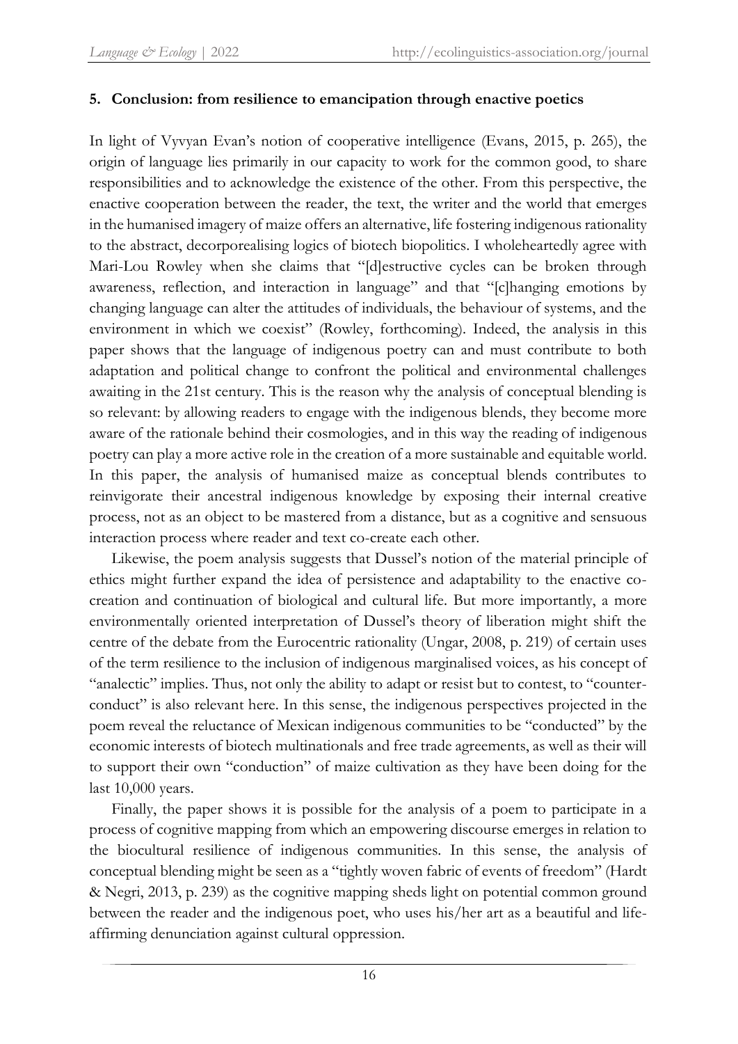### 5. Conclusion: from resilience to emancipation through enactive poetics

In light of Vyvyan Evan's notion of cooperative intelligence (Evans, 2015, p. 265), the origin of language lies primarily in our capacity to work for the common good, to share responsibilities and to acknowledge the existence of the other. From this perspective, the enactive cooperation between the reader, the text, the writer and the world that emerges in the humanised imagery of maize offers an alternative, life fostering indigenous rationality to the abstract, decorporealising logics of biotech biopolitics. I wholeheartedly agree with Mari-Lou Rowley when she claims that "[d]estructive cycles can be broken through awareness, reflection, and interaction in language" and that "[c]hanging emotions by changing language can alter the attitudes of individuals, the behaviour of systems, and the environment in which we coexist" (Rowley, forthcoming). Indeed, the analysis in this paper shows that the language of indigenous poetry can and must contribute to both adaptation and political change to confront the political and environmental challenges awaiting in the 21st century. This is the reason why the analysis of conceptual blending is so relevant: by allowing readers to engage with the indigenous blends, they become more aware of the rationale behind their cosmologies, and in this way the reading of indigenous poetry can play a more active role in the creation of a more sustainable and equitable world. In this paper, the analysis of humanised maize as conceptual blends contributes to reinvigorate their ancestral indigenous knowledge by exposing their internal creative process, not as an object to be mastered from a distance, but as a cognitive and sensuous interaction process where reader and text co-create each other.

Likewise, the poem analysis suggests that Dussel's notion of the material principle of ethics might further expand the idea of persistence and adaptability to the enactive co-creation and continuation of biological and cultural life. But more importantly, a more environmentally oriented interpretation of Dussel's theory of liberation might shift the centre of the debate from the Eurocentric rationality (Ungar, 2008, p. 219) of certain uses of the term resilience to the inclusion of indigenous marginalised voices, as his concept of "analectic" implies. Thus, not only the ability to adapt or resist but to contest, to "counter-conduct" is also relevant here. In this sense, the indigenous perspectives projected in the poem reveal the reluctance of Mexican indigenous communities to be "conducted" by the economic interests of biotech multinationals and free trade agreements, as well as their will to support their own "conduction" of maize cultivation as they have been doing for the last 10,000 years.

Finally, the paper shows it is possible for the analysis of a poem to participate in a process of cognitive mapping from which an empowering discourse emerges in relation to the biocultural resilience of indigenous communities. In this sense, the analysis of conceptual blending might be seen as a "tightly woven fabric of events of freedom" (Hardt & Negri, 2013, p. 239) as the cognitive mapping sheds light on potential common ground between the reader and the indigenous poet, who uses his/her art as a beautiful and life-affirming denunciation against cultural oppression.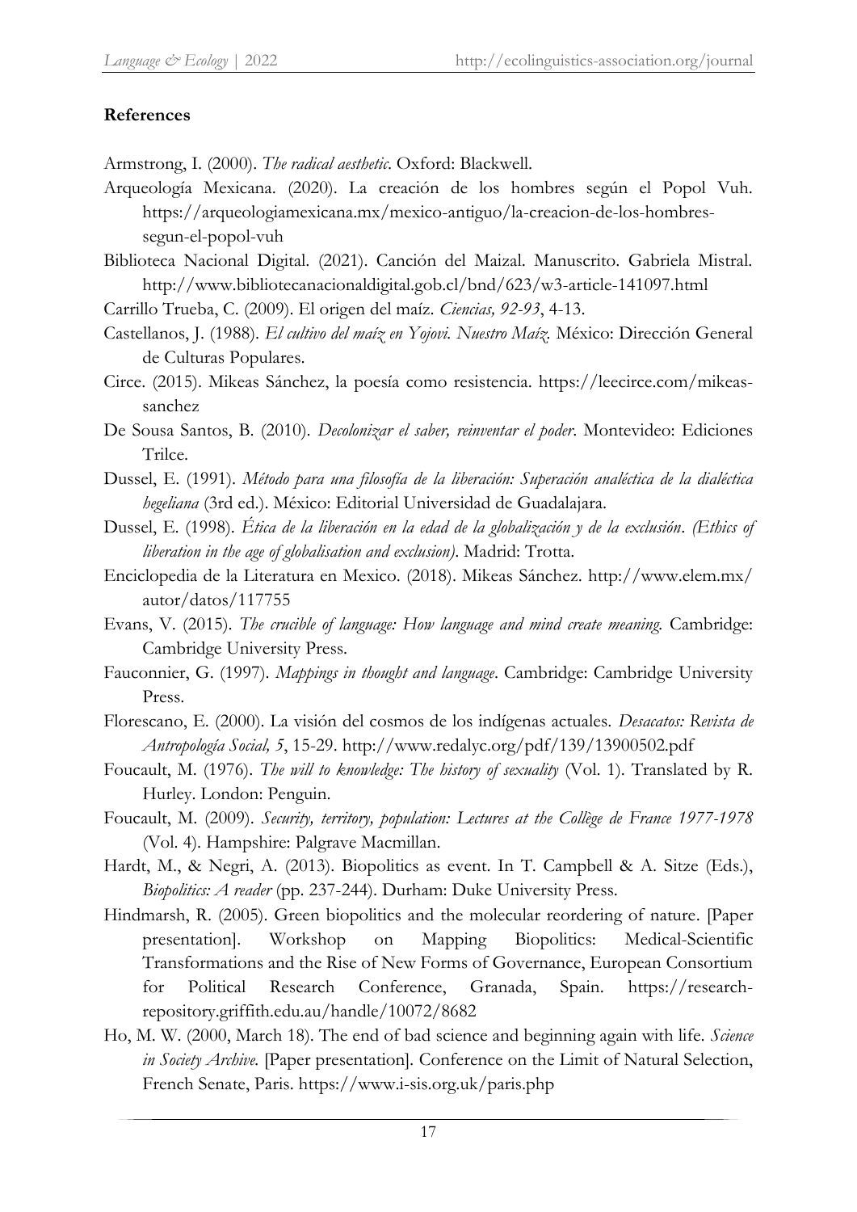## References

Armstrong, I. (2000). *The radical aesthetic*. Oxford: Blackwell.

Arqueología Mexicana. (2020). La creación de los hombres según el Popol Vuh. https://arqueologiamexicana.mx/mexico-antiguo/la-creacion-de-los-hombres-segun-el-popol-vuh

Biblioteca Nacional Digital. (2021). Canción del Maizal. Manuscrito. Gabriela Mistral. http://www.bibliotecanacionaldigital.gob.cl/bnd/623/w3-article-141097.html

Carrillo Trueba, C. (2009). El origen del maíz. *Ciencias, 92-93*, 4-13.

Castellanos, J. (1988). *El cultivo del maíz en Yojovi. Nuestro Maíz.* México: Dirección General de Culturas Populares.

Circe. (2015). Mikeas Sánchez, la poesía como resistencia. https://leecirce.com/mikeas-sanchez

De Sousa Santos, B. (2010). *Decolonizar el saber, reinventar el poder*. Montevideo: Ediciones Trilce.

Dussel, E. (1991). *Método para una filosofía de la liberación: Superación analéctica de la dialéctica hegeliana* (3rd ed.). México: Editorial Universidad de Guadalajara.

Dussel, E. (1998). *Ética de la liberación en la edad de la globalización y de la exclusión*. *(Ethics of liberation in the age of globalisation and exclusion)*. Madrid: Trotta.

Enciclopedia de la Literatura en Mexico. (2018). Mikeas Sánchez. http://www.elem.mx/autor/datos/117755

Evans, V. (2015). *The crucible of language: How language and mind create meaning.* Cambridge: Cambridge University Press.

Fauconnier, G. (1997). *Mappings in thought and language*. Cambridge: Cambridge University Press.

Florescano, E. (2000). La visión del cosmos de los indígenas actuales. *Desacatos: Revista de Antropología Social, 5*, 15-29. http://www.redalyc.org/pdf/139/13900502.pdf

Foucault, M. (1976). *The will to knowledge: The history of sexuality* (Vol. 1). Translated by R. Hurley. London: Penguin.

Foucault, M. (2009). *Security, territory, population: Lectures at the Collège de France 1977-1978* (Vol. 4). Hampshire: Palgrave Macmillan.

Hardt, M., & Negri, A. (2013). Biopolitics as event. In T. Campbell & A. Sitze (Eds.), *Biopolitics: A reader* (pp. 237-244). Durham: Duke University Press.

Hindmarsh, R. (2005). Green biopolitics and the molecular reordering of nature. [Paper presentation]. Workshop on Mapping Biopolitics: Medical-Scientific Transformations and the Rise of New Forms of Governance, European Consortium for Political Research Conference, Granada, Spain. https://research-repository.griffith.edu.au/handle/10072/8682

Ho, M. W. (2000, March 18). The end of bad science and beginning again with life. *Science in Society Archive.* [Paper presentation]. Conference on the Limit of Natural Selection, French Senate, Paris. https://www.i-sis.org.uk/paris.php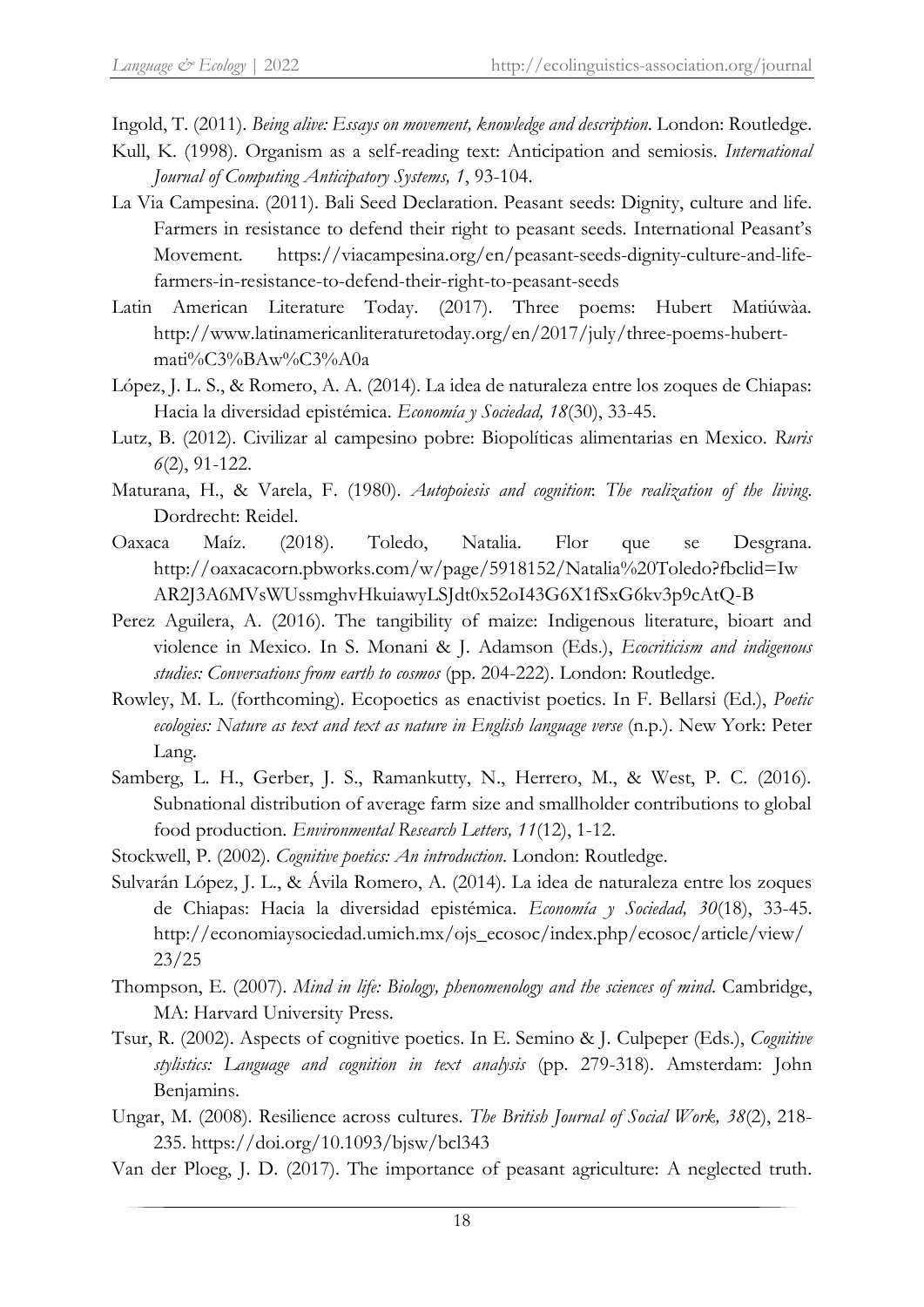Ingold, T. (2011). *Being alive: Essays on movement, knowledge and description*. London: Routledge.

Kull, K. (1998). Organism as a self-reading text: Anticipation and semiosis. *International Journal of Computing Anticipatory Systems, 1*, 93-104.

La Via Campesina. (2011). Bali Seed Declaration. Peasant seeds: Dignity, culture and life. Farmers in resistance to defend their right to peasant seeds. International Peasant's Movement. https://viacampesina.org/en/peasant-seeds-dignity-culture-and-life-farmers-in-resistance-to-defend-their-right-to-peasant-seeds

Latin American Literature Today. (2017). Three poems: Hubert Matiúwàa. http://www.latinamericanliteraturetoday.org/en/2017/july/three-poems-hubert-mati%C3%BAw%C3%A0a

López, J. L. S., & Romero, A. A. (2014). La idea de naturaleza entre los zoques de Chiapas: Hacia la diversidad epistémica. *Economía y Sociedad, 18*(30), 33-45.

Lutz, B. (2012). Civilizar al campesino pobre: Biopolíticas alimentarias en Mexico. *Ruris 6*(2), 91-122.

Maturana, H., & Varela, F. (1980). *Autopoiesis and cognition*: *The realization of the living*. Dordrecht: Reidel.

Oaxaca Maíz. (2018). Toledo, Natalia. Flor que se Desgrana. http://oaxacacorn.pbworks.com/w/page/5918152/Natalia%20Toledo?fbclid=IwAR2J3A6MVsWUssmghvHkuiawyLSJdt0x52oI43G6X1fSxG6kv3p9cAtQ-B

Perez Aguilera, A. (2016). The tangibility of maize: Indigenous literature, bioart and violence in Mexico. In S. Monani & J. Adamson (Eds.), *Ecocriticism and indigenous studies: Conversations from earth to cosmos* (pp. 204-222). London: Routledge.

Rowley, M. L. (forthcoming). Ecopoetics as enactivist poetics. In F. Bellarsi (Ed.), *Poetic ecologies: Nature as text and text as nature in English language verse* (n.p.). New York: Peter Lang.

Samberg, L. H., Gerber, J. S., Ramankutty, N., Herrero, M., & West, P. C. (2016). Subnational distribution of average farm size and smallholder contributions to global food production. *Environmental Research Letters, 11*(12), 1-12.

Stockwell, P. (2002). *Cognitive poetics: An introduction*. London: Routledge.

Sulvarán López, J. L., & Ávila Romero, A. (2014). La idea de naturaleza entre los zoques de Chiapas: Hacia la diversidad epistémica. *Economía y Sociedad, 30*(18), 33-45. http://economiaysociedad.umich.mx/ojs_ecosoc/index.php/ecosoc/article/view/23/25

Thompson, E. (2007). *Mind in life: Biology, phenomenology and the sciences of mind*. Cambridge, MA: Harvard University Press.

Tsur, R. (2002). Aspects of cognitive poetics. In E. Semino & J. Culpeper (Eds.), *Cognitive stylistics: Language and cognition in text analysis* (pp. 279-318). Amsterdam: John Benjamins.

Ungar, M. (2008). Resilience across cultures. *The British Journal of Social Work, 38*(2), 218-235. https://doi.org/10.1093/bjsw/bcl343

Van der Ploeg, J. D. (2017). The importance of peasant agriculture: A neglected truth.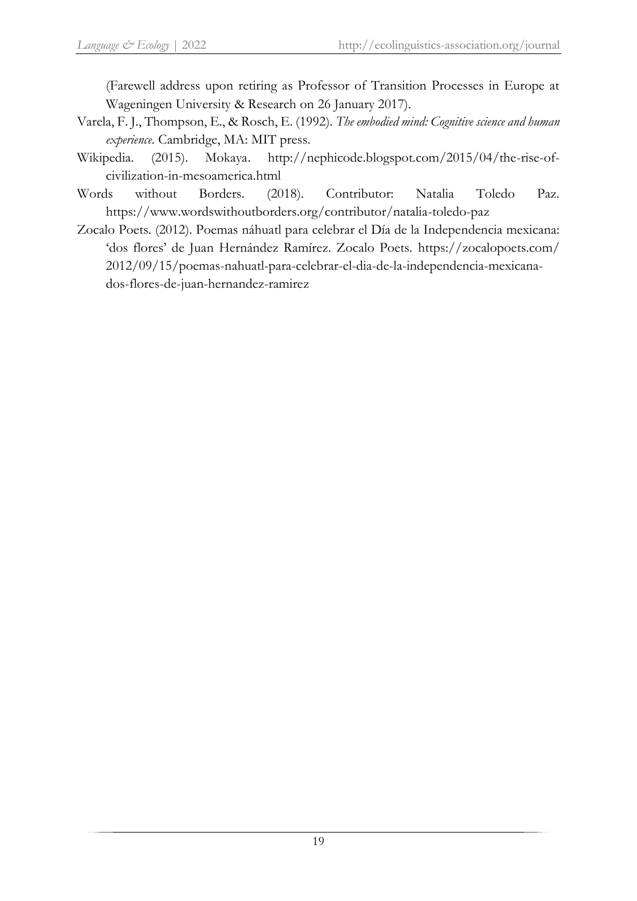(Farewell address upon retiring as Professor of Transition Processes in Europe at Wageningen University & Research on 26 January 2017).

Varela, F. J., Thompson, E., & Rosch, E. (1992). *The embodied mind: Cognitive science and human experience.* Cambridge, MA: MIT press.

Wikipedia. (2015). Mokaya. http://nephicode.blogspot.com/2015/04/the-rise-of-civilization-in-mesoamerica.html

Words without Borders. (2018). Contributor: Natalia Toledo Paz. https://www.wordswithoutborders.org/contributor/natalia-toledo-paz

Zocalo Poets. (2012). Poemas náhuatl para celebrar el Día de la Independencia mexicana: 'dos flores' de Juan Hernández Ramírez. Zocalo Poets. https://zocalopoets.com/2012/09/15/poemas-nahuatl-para-celebrar-el-dia-de-la-independencia-mexicana-dos-flores-de-juan-hernandez-ramirez